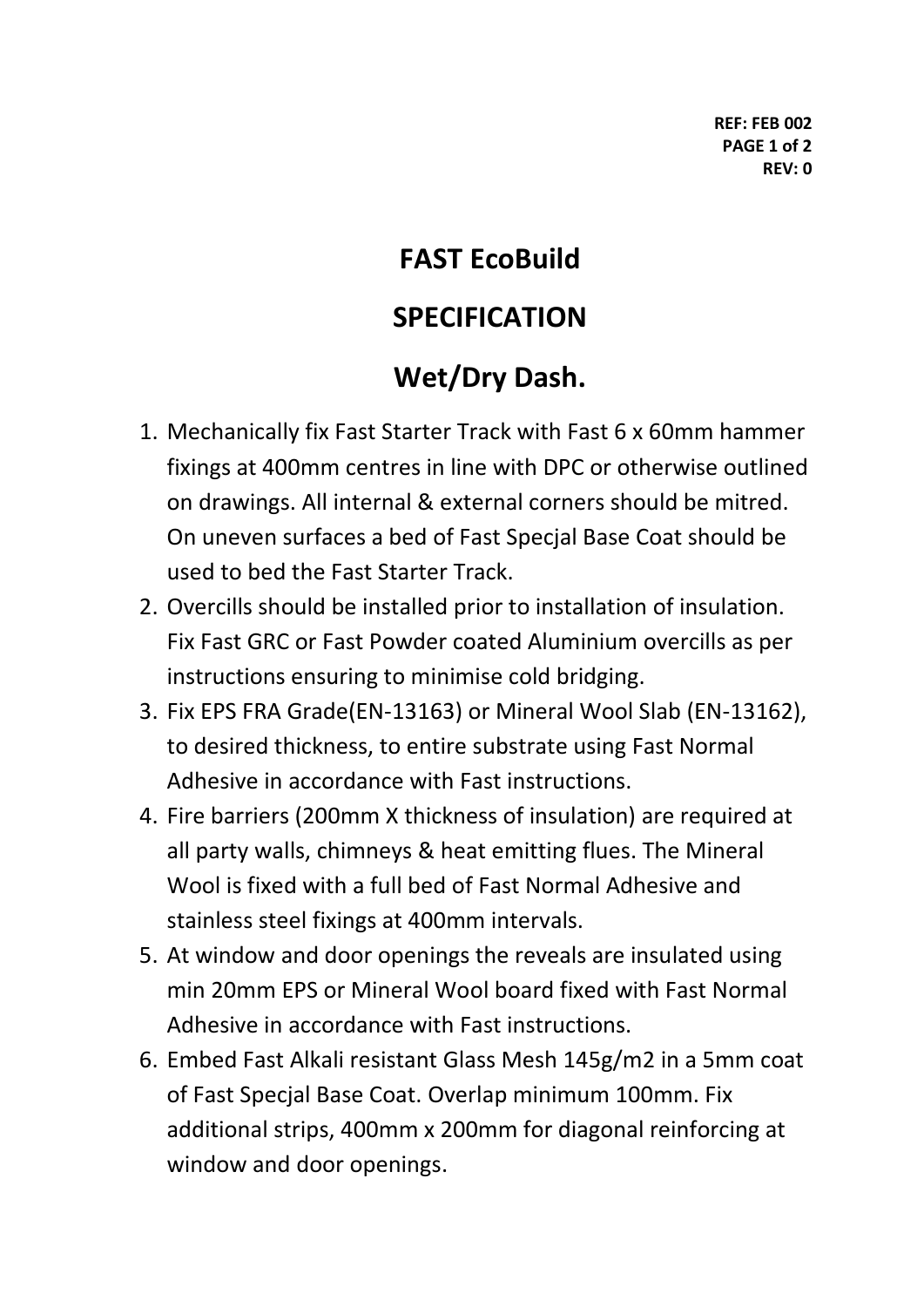REF: FEB 002
REV: 0

# FAST EcoBuild

# SPECIFICATION

# Wet/Dry Dash.

1. Mechanically fix Fast Starter Track with Fast 6 x 60mm hammer fixings at 400mm centres in line with DPC or otherwise outlined on drawings. All internal & external corners should be mitred. On uneven surfaces a bed of Fast Specjal Base Coat should be used to bed the Fast Starter Track.
2. Overcills should be installed prior to installation of insulation. Fix Fast GRC or Fast Powder coated Aluminium overcills as per instructions ensuring to minimise cold bridging.
3. Fix EPS FRA Grade(EN-13163) or Mineral Wool Slab (EN-13162), to desired thickness, to entire substrate using Fast Normal Adhesive in accordance with Fast instructions.
4. Fire barriers (200mm X thickness of insulation) are required at all party walls, chimneys & heat emitting flues. The Mineral Wool is fixed with a full bed of Fast Normal Adhesive and stainless steel fixings at 400mm intervals.
5. At window and door openings the reveals are insulated using min 20mm EPS or Mineral Wool board fixed with Fast Normal Adhesive in accordance with Fast instructions.
6. Embed Fast Alkali resistant Glass Mesh 145g/m2 in a 5mm coat of Fast Specjal Base Coat. Overlap minimum 100mm. Fix additional strips, 400mm x 200mm for diagonal reinforcing at window and door openings.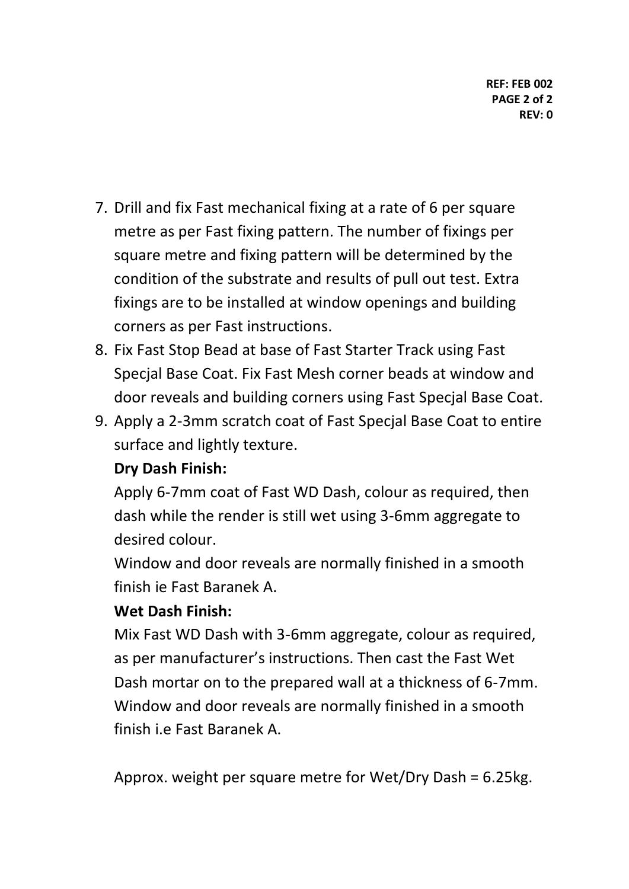7. Drill and fix Fast mechanical fixing at a rate of 6 per square metre as per Fast fixing pattern. The number of fixings per square metre and fixing pattern will be determined by the condition of the substrate and results of pull out test. Extra fixings are to be installed at window openings and building corners as per Fast instructions.
8. Fix Fast Stop Bead at base of Fast Starter Track using Fast Specjal Base Coat. Fix Fast Mesh corner beads at window and door reveals and building corners using Fast Specjal Base Coat.
9. Apply a 2-3mm scratch coat of Fast Specjal Base Coat to entire surface and lightly texture.

   **Dry Dash Finish:**

   Apply 6-7mm coat of Fast WD Dash, colour as required, then dash while the render is still wet using 3-6mm aggregate to desired colour.

   Window and door reveals are normally finished in a smooth finish ie Fast Baranek A.

   **Wet Dash Finish:**

   Mix Fast WD Dash with 3-6mm aggregate, colour as required, as per manufacturer's instructions. Then cast the Fast Wet Dash mortar on to the prepared wall at a thickness of 6-7mm. Window and door reveals are normally finished in a smooth finish i.e Fast Baranek A.

   Approx. weight per square metre for Wet/Dry Dash = 6.25kg.